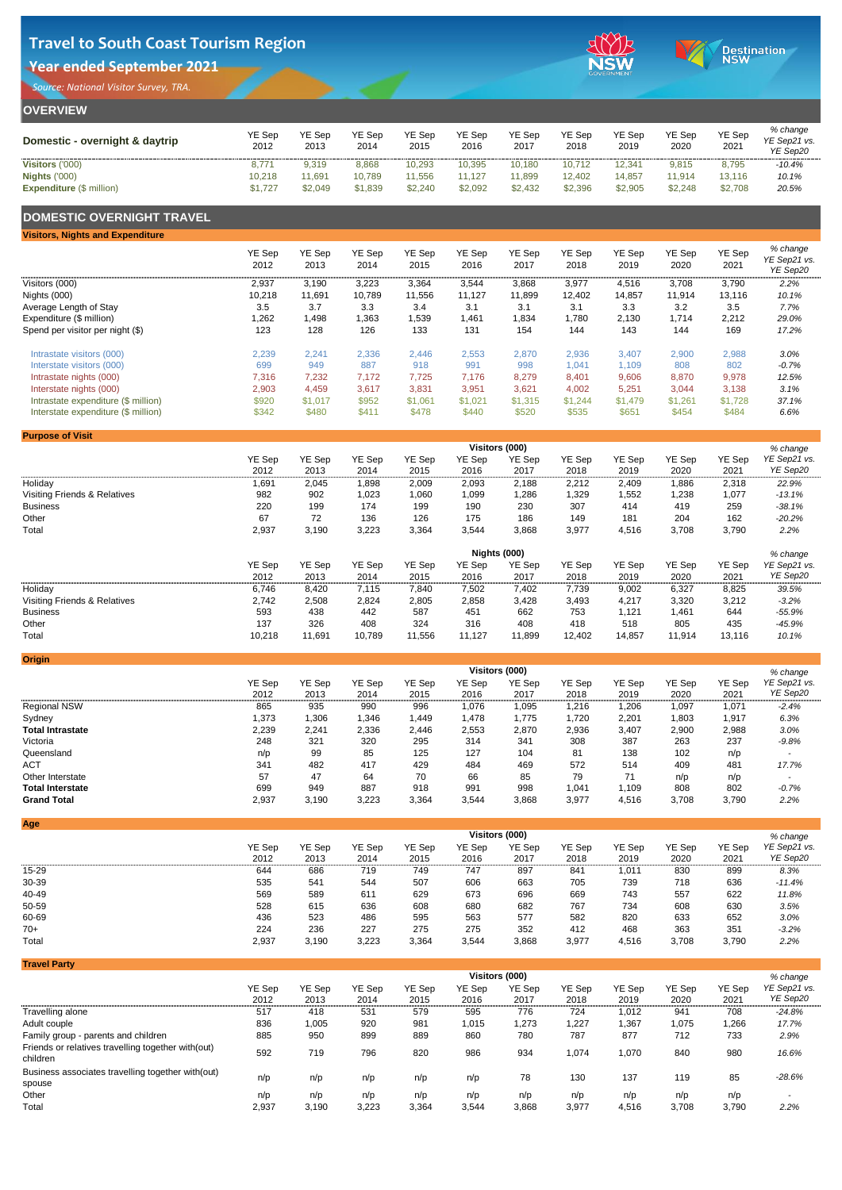# Travel to South Coast Tourism Region

## Year ended September 2021

*Source: National Visitor Survey, TRA.*

## OVERVIEW

| Domestic - overnight & daytrip | YE Sep 2012 | YE Sep 2013 | YE Sep 2014 | YE Sep 2015 | YE Sep 2016 | YE Sep 2017 | YE Sep 2018 | YE Sep 2019 | YE Sep 2020 | YE Sep 2021 | *% change YE Sep21 vs. YE Sep20* |
|---|---|---|---|---|---|---|---|---|---|---|---|
| **Visitors** ('000) | 8,771 | 9,319 | 8,868 | 10,293 | 10,395 | 10,180 | 10,712 | 12,341 | 9,815 | 8,795 | *-10.4%* |
| **Nights** ('000) | 10,218 | 11,691 | 10,789 | 11,556 | 11,127 | 11,899 | 12,402 | 14,857 | 11,914 | 13,116 | *10.1%* |
| **Expenditure** ($ million) | $1,727 | $2,049 | $1,839 | $2,240 | $2,092 | $2,432 | $2,396 | $2,905 | $2,248 | $2,708 | *20.5%* |

## DOMESTIC OVERNIGHT TRAVEL

### Visitors, Nights and Expenditure

| | YE Sep 2012 | YE Sep 2013 | YE Sep 2014 | YE Sep 2015 | YE Sep 2016 | YE Sep 2017 | YE Sep 2018 | YE Sep 2019 | YE Sep 2020 | YE Sep 2021 | *% change YE Sep21 vs. YE Sep20* |
|---|---|---|---|---|---|---|---|---|---|---|---|
| Visitors (000) | 2,937 | 3,190 | 3,223 | 3,364 | 3,544 | 3,868 | 3,977 | 4,516 | 3,708 | 3,790 | *2.2%* |
| Nights (000) | 10,218 | 11,691 | 10,789 | 11,556 | 11,127 | 11,899 | 12,402 | 14,857 | 11,914 | 13,116 | *10.1%* |
| Average Length of Stay | 3.5 | 3.7 | 3.3 | 3.4 | 3.1 | 3.1 | 3.1 | 3.3 | 3.2 | 3.5 | *7.7%* |
| Expenditure ($ million) | 1,262 | 1,498 | 1,363 | 1,539 | 1,461 | 1,834 | 1,780 | 2,130 | 1,714 | 2,212 | *29.0%* |
| Spend per visitor per night ($) | 123 | 128 | 126 | 133 | 131 | 154 | 144 | 143 | 144 | 169 | *17.2%* |
| Intrastate visitors (000) | 2,239 | 2,241 | 2,336 | 2,446 | 2,553 | 2,870 | 2,936 | 3,407 | 2,900 | 2,988 | *3.0%* |
| Interstate visitors (000) | 699 | 949 | 887 | 918 | 991 | 998 | 1,041 | 1,109 | 808 | 802 | *-0.7%* |
| Intrastate nights (000) | 7,316 | 7,232 | 7,172 | 7,725 | 7,176 | 8,279 | 8,401 | 9,606 | 8,870 | 9,978 | *12.5%* |
| Interstate nights (000) | 2,903 | 4,459 | 3,617 | 3,831 | 3,951 | 3,621 | 4,002 | 5,251 | 3,044 | 3,138 | *3.1%* |
| Intrastate expenditure ($ million) | $920 | $1,017 | $952 | $1,061 | $1,021 | $1,315 | $1,244 | $1,479 | $1,261 | $1,728 | *37.1%* |
| Interstate expenditure ($ million) | $342 | $480 | $411 | $478 | $440 | $520 | $535 | $651 | $454 | $484 | *6.6%* |

### Purpose of Visit

| | Visitors (000) | | | | | | | | | | |
|---|---|---|---|---|---|---|---|---|---|---|---|
| | YE Sep 2012 | YE Sep 2013 | YE Sep 2014 | YE Sep 2015 | YE Sep 2016 | YE Sep 2017 | YE Sep 2018 | YE Sep 2019 | YE Sep 2020 | YE Sep 2021 | *% change YE Sep21 vs. YE Sep20* |
| Holiday | 1,691 | 2,045 | 1,898 | 2,009 | 2,093 | 2,188 | 2,212 | 2,409 | 1,886 | 2,318 | *22.9%* |
| Visiting Friends & Relatives | 982 | 902 | 1,023 | 1,060 | 1,099 | 1,286 | 1,329 | 1,552 | 1,238 | 1,077 | *-13.1%* |
| Business | 220 | 199 | 174 | 199 | 190 | 230 | 307 | 414 | 419 | 259 | *-38.1%* |
| Other | 67 | 72 | 136 | 126 | 175 | 186 | 149 | 181 | 204 | 162 | *-20.2%* |
| Total | 2,937 | 3,190 | 3,223 | 3,364 | 3,544 | 3,868 | 3,977 | 4,516 | 3,708 | 3,790 | *2.2%* |

| | Nights (000) | | | | | | | | | | |
|---|---|---|---|---|---|---|---|---|---|---|---|
| | YE Sep 2012 | YE Sep 2013 | YE Sep 2014 | YE Sep 2015 | YE Sep 2016 | YE Sep 2017 | YE Sep 2018 | YE Sep 2019 | YE Sep 2020 | YE Sep 2021 | *% change YE Sep21 vs. YE Sep20* |
| Holiday | 6,746 | 8,420 | 7,115 | 7,840 | 7,502 | 7,402 | 7,739 | 9,002 | 6,327 | 8,825 | *39.5%* |
| Visiting Friends & Relatives | 2,742 | 2,508 | 2,824 | 2,805 | 2,858 | 3,428 | 3,493 | 4,217 | 3,320 | 3,212 | *-3.2%* |
| Business | 593 | 438 | 442 | 587 | 451 | 662 | 753 | 1,121 | 1,461 | 644 | *-55.9%* |
| Other | 137 | 326 | 408 | 324 | 316 | 408 | 418 | 518 | 805 | 435 | *-45.9%* |
| Total | 10,218 | 11,691 | 10,789 | 11,556 | 11,127 | 11,899 | 12,402 | 14,857 | 11,914 | 13,116 | *10.1%* |

### Origin

| | Visitors (000) | | | | | | | | | | |
|---|---|---|---|---|---|---|---|---|---|---|---|
| | YE Sep 2012 | YE Sep 2013 | YE Sep 2014 | YE Sep 2015 | YE Sep 2016 | YE Sep 2017 | YE Sep 2018 | YE Sep 2019 | YE Sep 2020 | YE Sep 2021 | *% change YE Sep21 vs. YE Sep20* |
| Regional NSW | 865 | 935 | 990 | 996 | 1,076 | 1,095 | 1,216 | 1,206 | 1,097 | 1,071 | *-2.4%* |
| Sydney | 1,373 | 1,306 | 1,346 | 1,449 | 1,478 | 1,775 | 1,720 | 2,201 | 1,803 | 1,917 | *6.3%* |
| **Total Intrastate** | 2,239 | 2,241 | 2,336 | 2,446 | 2,553 | 2,870 | 2,936 | 3,407 | 2,900 | 2,988 | *3.0%* |
| Victoria | 248 | 321 | 320 | 295 | 314 | 341 | 308 | 387 | 263 | 237 | *-9.8%* |
| Queensland | n/p | 99 | 85 | 125 | 127 | 104 | 81 | 138 | 102 | n/p | - |
| ACT | 341 | 482 | 417 | 429 | 484 | 469 | 572 | 514 | 409 | 481 | *17.7%* |
| Other Interstate | 57 | 47 | 64 | 70 | 66 | 85 | 79 | 71 | n/p | n/p | - |
| **Total Interstate** | 699 | 949 | 887 | 918 | 991 | 998 | 1,041 | 1,109 | 808 | 802 | *-0.7%* |
| **Grand Total** | 2,937 | 3,190 | 3,223 | 3,364 | 3,544 | 3,868 | 3,977 | 4,516 | 3,708 | 3,790 | *2.2%* |

### Age

| | Visitors (000) | | | | | | | | | | |
|---|---|---|---|---|---|---|---|---|---|---|---|
| | YE Sep 2012 | YE Sep 2013 | YE Sep 2014 | YE Sep 2015 | YE Sep 2016 | YE Sep 2017 | YE Sep 2018 | YE Sep 2019 | YE Sep 2020 | YE Sep 2021 | *% change YE Sep21 vs. YE Sep20* |
| 15-29 | 644 | 686 | 719 | 749 | 747 | 897 | 841 | 1,011 | 830 | 899 | *8.3%* |
| 30-39 | 535 | 541 | 544 | 507 | 606 | 663 | 705 | 739 | 718 | 636 | *-11.4%* |
| 40-49 | 569 | 589 | 611 | 629 | 673 | 696 | 669 | 743 | 557 | 622 | *11.8%* |
| 50-59 | 528 | 615 | 636 | 608 | 680 | 682 | 767 | 734 | 608 | 630 | *3.5%* |
| 60-69 | 436 | 523 | 486 | 595 | 563 | 577 | 582 | 820 | 633 | 652 | *3.0%* |
| 70+ | 224 | 236 | 227 | 275 | 275 | 352 | 412 | 468 | 363 | 351 | *-3.2%* |
| Total | 2,937 | 3,190 | 3,223 | 3,364 | 3,544 | 3,868 | 3,977 | 4,516 | 3,708 | 3,790 | *2.2%* |

### Travel Party

| | Visitors (000) | | | | | | | | | | |
|---|---|---|---|---|---|---|---|---|---|---|---|
| | YE Sep 2012 | YE Sep 2013 | YE Sep 2014 | YE Sep 2015 | YE Sep 2016 | YE Sep 2017 | YE Sep 2018 | YE Sep 2019 | YE Sep 2020 | YE Sep 2021 | *% change YE Sep21 vs. YE Sep20* |
| Travelling alone | 517 | 418 | 531 | 579 | 595 | 776 | 724 | 1,012 | 941 | 708 | *-24.8%* |
| Adult couple | 836 | 1,005 | 920 | 981 | 1,015 | 1,273 | 1,227 | 1,367 | 1,075 | 1,266 | *17.7%* |
| Family group - parents and children | 885 | 950 | 899 | 889 | 860 | 780 | 787 | 877 | 712 | 733 | *2.9%* |
| Friends or relatives travelling together with(out) children | 592 | 719 | 796 | 820 | 986 | 934 | 1,074 | 1,070 | 840 | 980 | *16.6%* |
| Business associates travelling together with(out) spouse | n/p | n/p | n/p | n/p | n/p | 78 | 130 | 137 | 119 | 85 | *-28.6%* |
| Other | n/p | n/p | n/p | n/p | n/p | n/p | n/p | n/p | n/p | n/p | - |
| Total | 2,937 | 3,190 | 3,223 | 3,364 | 3,544 | 3,868 | 3,977 | 4,516 | 3,708 | 3,790 | *2.2%* |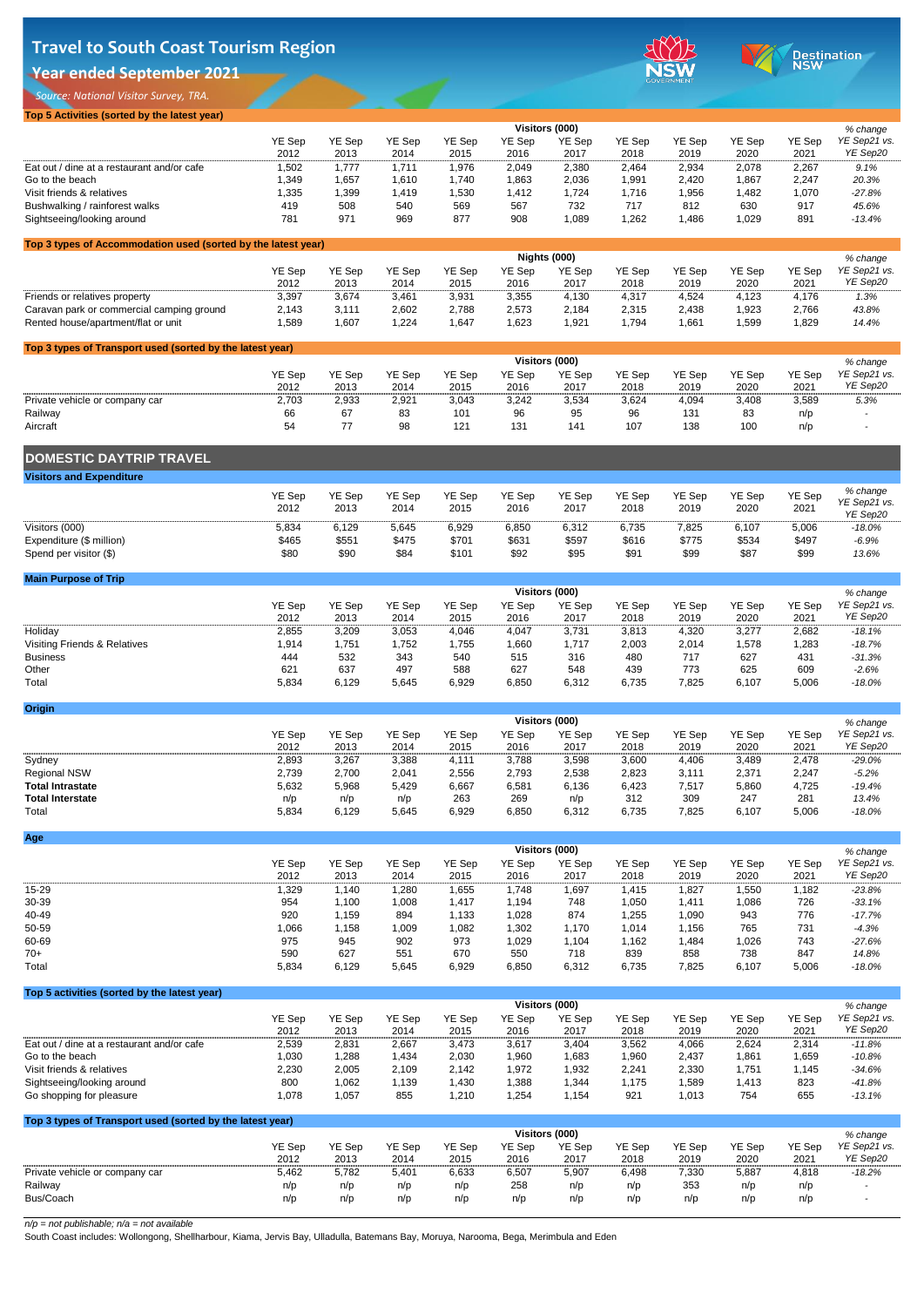# Travel to South Coast Tourism Region

## Year ended September 2021

*Source: National Visitor Survey, TRA.*

### Top 5 Activities (sorted by the latest year)

| | Visitors (000) | | | | | | | | | | % change |
|---|---|---|---|---|---|---|---|---|---|---|---|
| | YE Sep 2012 | YE Sep 2013 | YE Sep 2014 | YE Sep 2015 | YE Sep 2016 | YE Sep 2017 | YE Sep 2018 | YE Sep 2019 | YE Sep 2020 | YE Sep 2021 | YE Sep21 vs. YE Sep20 |
| Eat out / dine at a restaurant and/or cafe | 1,502 | 1,777 | 1,711 | 1,976 | 2,049 | 2,380 | 2,464 | 2,934 | 2,078 | 2,267 | 9.1% |
| Go to the beach | 1,349 | 1,657 | 1,610 | 1,740 | 1,863 | 2,036 | 1,991 | 2,420 | 1,867 | 2,247 | 20.3% |
| Visit friends & relatives | 1,335 | 1,399 | 1,419 | 1,530 | 1,412 | 1,724 | 1,716 | 1,956 | 1,482 | 1,070 | -27.8% |
| Bushwalking / rainforest walks | 419 | 508 | 540 | 569 | 567 | 732 | 717 | 812 | 630 | 917 | 45.6% |
| Sightseeing/looking around | 781 | 971 | 969 | 877 | 908 | 1,089 | 1,262 | 1,486 | 1,029 | 891 | -13.4% |

### Top 3 types of Accommodation used (sorted by the latest year)

| | Nights (000) | | | | | | | | | | % change |
|---|---|---|---|---|---|---|---|---|---|---|---|
| | YE Sep 2012 | YE Sep 2013 | YE Sep 2014 | YE Sep 2015 | YE Sep 2016 | YE Sep 2017 | YE Sep 2018 | YE Sep 2019 | YE Sep 2020 | YE Sep 2021 | YE Sep21 vs. YE Sep20 |
| Friends or relatives property | 3,397 | 3,674 | 3,461 | 3,931 | 3,355 | 4,130 | 4,317 | 4,524 | 4,123 | 4,176 | 1.3% |
| Caravan park or commercial camping ground | 2,143 | 3,111 | 2,602 | 2,788 | 2,573 | 2,184 | 2,315 | 2,438 | 1,923 | 2,766 | 43.8% |
| Rented house/apartment/flat or unit | 1,589 | 1,607 | 1,224 | 1,647 | 1,623 | 1,921 | 1,794 | 1,661 | 1,599 | 1,829 | 14.4% |

### Top 3 types of Transport used (sorted by the latest year)

| | Visitors (000) | | | | | | | | | | % change |
|---|---|---|---|---|---|---|---|---|---|---|---|
| | YE Sep 2012 | YE Sep 2013 | YE Sep 2014 | YE Sep 2015 | YE Sep 2016 | YE Sep 2017 | YE Sep 2018 | YE Sep 2019 | YE Sep 2020 | YE Sep 2021 | YE Sep21 vs. YE Sep20 |
| Private vehicle or company car | 2,703 | 2,933 | 2,921 | 3,043 | 3,242 | 3,534 | 3,624 | 4,094 | 3,408 | 3,589 | 5.3% |
| Railway | 66 | 67 | 83 | 101 | 96 | 95 | 96 | 131 | 83 | n/p | - |
| Aircraft | 54 | 77 | 98 | 121 | 131 | 141 | 107 | 138 | 100 | n/p | - |

## DOMESTIC DAYTRIP TRAVEL

### Visitors and Expenditure

| | YE Sep 2012 | YE Sep 2013 | YE Sep 2014 | YE Sep 2015 | YE Sep 2016 | YE Sep 2017 | YE Sep 2018 | YE Sep 2019 | YE Sep 2020 | YE Sep 2021 | % change YE Sep21 vs. YE Sep20 |
|---|---|---|---|---|---|---|---|---|---|---|---|
| Visitors (000) | 5,834 | 6,129 | 5,645 | 6,929 | 6,850 | 6,312 | 6,735 | 7,825 | 6,107 | 5,006 | -18.0% |
| Expenditure ($ million) | $465 | $551 | $475 | $701 | $631 | $597 | $616 | $775 | $534 | $497 | -6.9% |
| Spend per visitor ($) | $80 | $90 | $84 | $101 | $92 | $95 | $91 | $99 | $87 | $99 | 13.6% |

### Main Purpose of Trip

| | Visitors (000) | | | | | | | | | | % change |
|---|---|---|---|---|---|---|---|---|---|---|---|
| | YE Sep 2012 | YE Sep 2013 | YE Sep 2014 | YE Sep 2015 | YE Sep 2016 | YE Sep 2017 | YE Sep 2018 | YE Sep 2019 | YE Sep 2020 | YE Sep 2021 | YE Sep21 vs. YE Sep20 |
| Holiday | 2,855 | 3,209 | 3,053 | 4,046 | 4,047 | 3,731 | 3,813 | 4,320 | 3,277 | 2,682 | -18.1% |
| Visiting Friends & Relatives | 1,914 | 1,751 | 1,752 | 1,755 | 1,660 | 1,717 | 2,003 | 2,014 | 1,578 | 1,283 | -18.7% |
| Business | 444 | 532 | 343 | 540 | 515 | 316 | 480 | 717 | 627 | 431 | -31.3% |
| Other | 621 | 637 | 497 | 588 | 627 | 548 | 439 | 773 | 625 | 609 | -2.6% |
| Total | 5,834 | 6,129 | 5,645 | 6,929 | 6,850 | 6,312 | 6,735 | 7,825 | 6,107 | 5,006 | -18.0% |

### Origin

| | Visitors (000) | | | | | | | | | | % change |
|---|---|---|---|---|---|---|---|---|---|---|---|
| | YE Sep 2012 | YE Sep 2013 | YE Sep 2014 | YE Sep 2015 | YE Sep 2016 | YE Sep 2017 | YE Sep 2018 | YE Sep 2019 | YE Sep 2020 | YE Sep 2021 | YE Sep21 vs. YE Sep20 |
| Sydney | 2,893 | 3,267 | 3,388 | 4,111 | 3,788 | 3,598 | 3,600 | 4,406 | 3,489 | 2,478 | -29.0% |
| Regional NSW | 2,739 | 2,700 | 2,041 | 2,556 | 2,793 | 2,538 | 2,823 | 3,111 | 2,371 | 2,247 | -5.2% |
| **Total Intrastate** | 5,632 | 5,968 | 5,429 | 6,667 | 6,581 | 6,136 | 6,423 | 7,517 | 5,860 | 4,725 | -19.4% |
| **Total Interstate** | n/p | n/p | n/p | 263 | 269 | n/p | 312 | 309 | 247 | 281 | 13.4% |
| Total | 5,834 | 6,129 | 5,645 | 6,929 | 6,850 | 6,312 | 6,735 | 7,825 | 6,107 | 5,006 | -18.0% |

### Age

| | Visitors (000) | | | | | | | | | | % change |
|---|---|---|---|---|---|---|---|---|---|---|---|
| | YE Sep 2012 | YE Sep 2013 | YE Sep 2014 | YE Sep 2015 | YE Sep 2016 | YE Sep 2017 | YE Sep 2018 | YE Sep 2019 | YE Sep 2020 | YE Sep 2021 | YE Sep21 vs. YE Sep20 |
| 15-29 | 1,329 | 1,140 | 1,280 | 1,655 | 1,748 | 1,697 | 1,415 | 1,827 | 1,550 | 1,182 | -23.8% |
| 30-39 | 954 | 1,100 | 1,008 | 1,417 | 1,194 | 748 | 1,050 | 1,411 | 1,086 | 726 | -33.1% |
| 40-49 | 920 | 1,159 | 894 | 1,133 | 1,028 | 874 | 1,255 | 1,090 | 943 | 776 | -17.7% |
| 50-59 | 1,066 | 1,158 | 1,009 | 1,082 | 1,302 | 1,170 | 1,014 | 1,156 | 765 | 731 | -4.3% |
| 60-69 | 975 | 945 | 902 | 973 | 1,029 | 1,104 | 1,162 | 1,484 | 1,026 | 743 | -27.6% |
| 70+ | 590 | 627 | 551 | 670 | 550 | 718 | 839 | 858 | 738 | 847 | 14.8% |
| Total | 5,834 | 6,129 | 5,645 | 6,929 | 6,850 | 6,312 | 6,735 | 7,825 | 6,107 | 5,006 | -18.0% |

### Top 5 activities (sorted by the latest year)

| | Visitors (000) | | | | | | | | | | % change |
|---|---|---|---|---|---|---|---|---|---|---|---|
| | YE Sep 2012 | YE Sep 2013 | YE Sep 2014 | YE Sep 2015 | YE Sep 2016 | YE Sep 2017 | YE Sep 2018 | YE Sep 2019 | YE Sep 2020 | YE Sep 2021 | YE Sep21 vs. YE Sep20 |
| Eat out / dine at a restaurant and/or cafe | 2,539 | 2,831 | 2,667 | 3,473 | 3,617 | 3,404 | 3,562 | 4,066 | 2,624 | 2,314 | -11.8% |
| Go to the beach | 1,030 | 1,288 | 1,434 | 2,030 | 1,960 | 1,683 | 1,960 | 2,437 | 1,861 | 1,659 | -10.8% |
| Visit friends & relatives | 2,230 | 2,005 | 2,109 | 2,142 | 1,972 | 1,932 | 2,241 | 2,330 | 1,751 | 1,145 | -34.6% |
| Sightseeing/looking around | 800 | 1,062 | 1,139 | 1,430 | 1,388 | 1,344 | 1,175 | 1,589 | 1,413 | 823 | -41.8% |
| Go shopping for pleasure | 1,078 | 1,057 | 855 | 1,210 | 1,254 | 1,154 | 921 | 1,013 | 754 | 655 | -13.1% |

### Top 3 types of Transport used (sorted by the latest year)

| | Visitors (000) | | | | | | | | | | % change |
|---|---|---|---|---|---|---|---|---|---|---|---|
| | YE Sep 2012 | YE Sep 2013 | YE Sep 2014 | YE Sep 2015 | YE Sep 2016 | YE Sep 2017 | YE Sep 2018 | YE Sep 2019 | YE Sep 2020 | YE Sep 2021 | YE Sep21 vs. YE Sep20 |
| Private vehicle or company car | 5,462 | 5,782 | 5,401 | 6,633 | 6,507 | 5,907 | 6,498 | 7,330 | 5,887 | 4,818 | -18.2% |
| Railway | n/p | n/p | n/p | n/p | 258 | n/p | n/p | 353 | n/p | n/p | - |
| Bus/Coach | n/p | n/p | n/p | n/p | n/p | n/p | n/p | n/p | n/p | n/p | - |

*n/p = not publishable; n/a = not available*

South Coast includes: Wollongong, Shellharbour, Kiama, Jervis Bay, Ulladulla, Batemans Bay, Moruya, Narooma, Bega, Merimbula and Eden